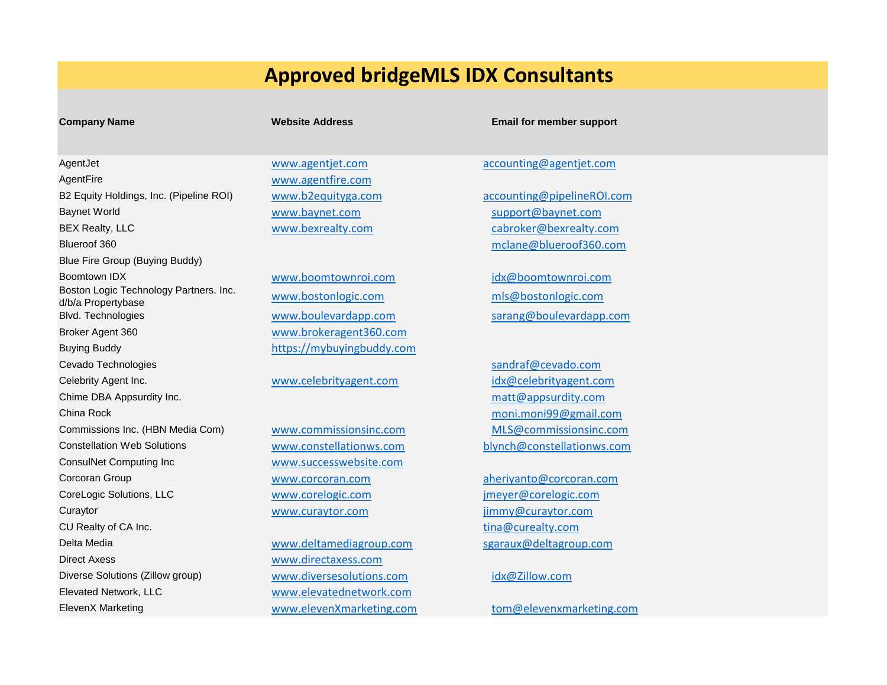# Approved bridgeMLS IDX Consultants

| Company Name | Website Address | Email for member support |
|---|---|---|
| AgentJet | www.agentjet.com | accounting@agentjet.com |
| AgentFire | www.agentfire.com | |
| B2 Equity Holdings, Inc. (Pipeline ROI) | www.b2equityga.com | accounting@pipelineROI.com |
| Baynet World | www.baynet.com | support@baynet.com |
| BEX Realty, LLC | www.bexrealty.com | cabroker@bexrealty.com |
| Blueroof 360 | | mclane@blueroof360.com |
| Blue Fire Group (Buying Buddy) | | |
| Boomtown IDX | www.boomtownroi.com | idx@boomtownroi.com |
| Boston Logic Technology Partners. Inc. d/b/a Propertybase | www.bostonlogic.com | mls@bostonlogic.com |
| Blvd. Technologies | www.boulevardapp.com | sarang@boulevardapp.com |
| Broker Agent 360 | www.brokeragent360.com | |
| Buying Buddy | https://mybuyingbuddy.com | |
| Cevado Technologies | | sandraf@cevado.com |
| Celebrity Agent Inc. | www.celebrityagent.com | idx@celebrityagent.com |
| Chime DBA Appsurdity Inc. | | matt@appsurdity.com |
| China Rock | | moni.moni99@gmail.com |
| Commissions Inc. (HBN Media Com) | www.commissionsinc.com | MLS@commissionsinc.com |
| Constellation Web Solutions | www.constellationws.com | blynch@constellationws.com |
| ConsulNet Computing Inc | www.successwebsite.com | |
| Corcoran Group | www.corcoran.com | aheriyanto@corcoran.com |
| CoreLogic Solutions, LLC | www.corelogic.com | jmeyer@corelogic.com |
| Curaytor | www.curaytor.com | jimmy@curaytor.com |
| CU Realty of CA Inc. | | tina@curealty.com |
| Delta Media | www.deltamediagroup.com | sgaraux@deltagroup.com |
| Direct Axess | www.directaxess.com | |
| Diverse Solutions (Zillow group) | www.diversesolutions.com | idx@Zillow.com |
| Elevated Network, LLC | www.elevatednetwork.com | |
| ElevenX Marketing | www.elevenXmarketing.com | tom@elevenxmarketing.com |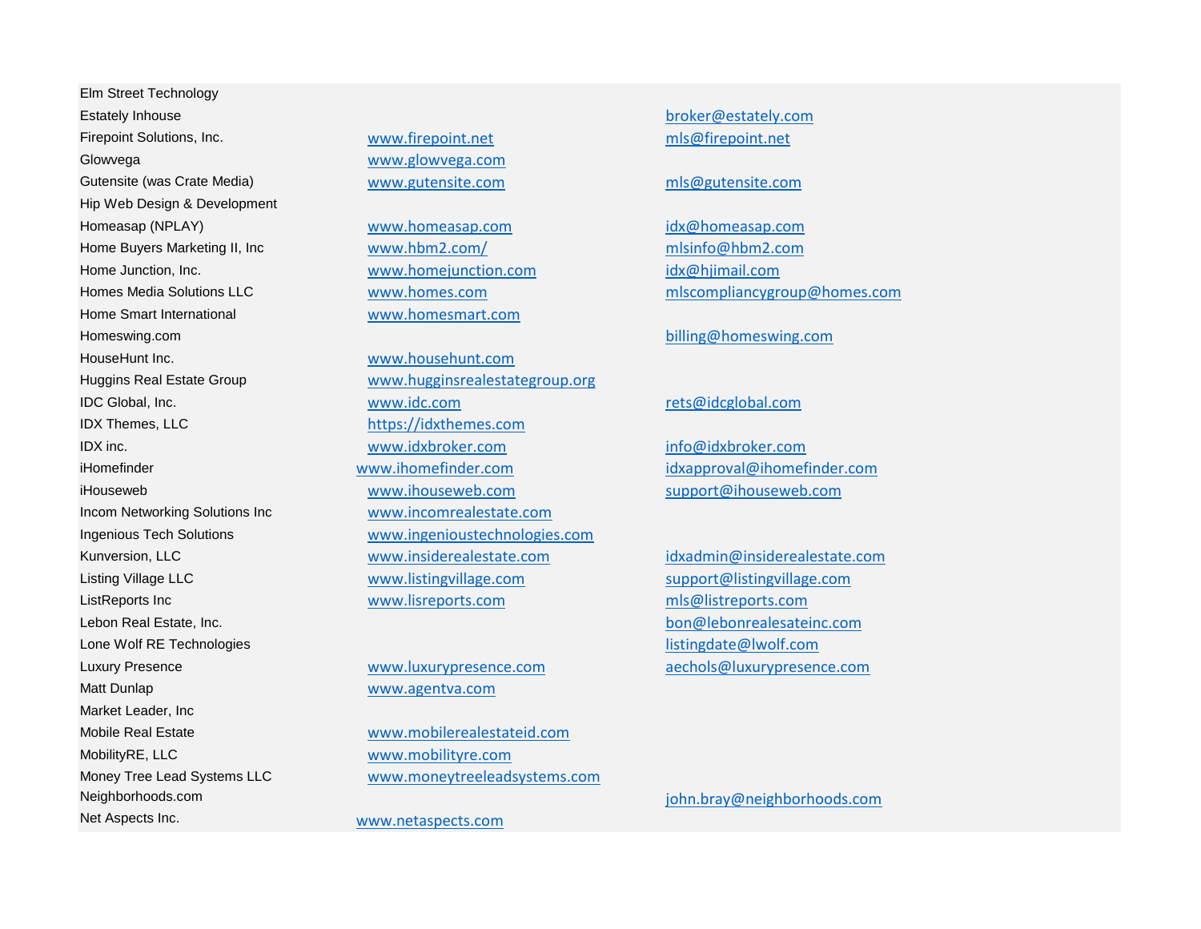| | | |
|---|---|---|
| Elm Street Technology | | |
| Estately Inhouse | | broker@estately.com |
| Firepoint Solutions, Inc. | www.firepoint.net | mls@firepoint.net |
| Glowvega | www.glowvega.com | |
| Gutensite (was Crate Media) | www.gutensite.com | mls@gutensite.com |
| Hip Web Design & Development | | |
| Homeasap (NPLAY) | www.homeasap.com | idx@homeasap.com |
| Home Buyers Marketing II, Inc | www.hbm2.com/ | mlsinfo@hbm2.com |
| Home Junction, Inc. | www.homejunction.com | idx@hjimail.com |
| Homes Media Solutions LLC | www.homes.com | mlscompliancygroup@homes.com |
| Home Smart International | www.homesmart.com | |
| Homeswing.com | | billing@homeswing.com |
| HouseHunt Inc. | www.househunt.com | |
| Huggins Real Estate Group | www.hugginsrealestategroup.org | |
| IDC Global, Inc. | www.idc.com | rets@idcglobal.com |
| IDX Themes, LLC | https://idxthemes.com | |
| IDX inc. | www.idxbroker.com | info@idxbroker.com |
| iHomefinder | www.ihomefinder.com | idxapproval@ihomefinder.com |
| iHouseweb | www.ihouseweb.com | support@ihouseweb.com |
| Incom Networking Solutions Inc | www.incomrealestate.com | |
| Ingenious Tech Solutions | www.ingenioustechnologies.com | |
| Kunversion, LLC | www.insiderealestate.com | idxadmin@insiderealestate.com |
| Listing Village LLC | www.listingvillage.com | support@listingvillage.com |
| ListReports Inc | www.lisreports.com | mls@listreports.com |
| Lebon Real Estate, Inc. | | bon@lebonrealesateinc.com |
| Lone Wolf RE Technologies | | listingdate@lwolf.com |
| Luxury Presence | www.luxurypresence.com | aechols@luxurypresence.com |
| Matt Dunlap | www.agentva.com | |
| Market Leader, Inc | | |
| Mobile Real Estate | www.mobilerealestateid.com | |
| MobilityRE, LLC | www.mobilityre.com | |
| Money Tree Lead Systems LLC | www.moneytreeleadsystems.com | |
| Neighborhoods.com | | john.bray@neighborhoods.com |
| Net Aspects Inc. | www.netaspects.com | |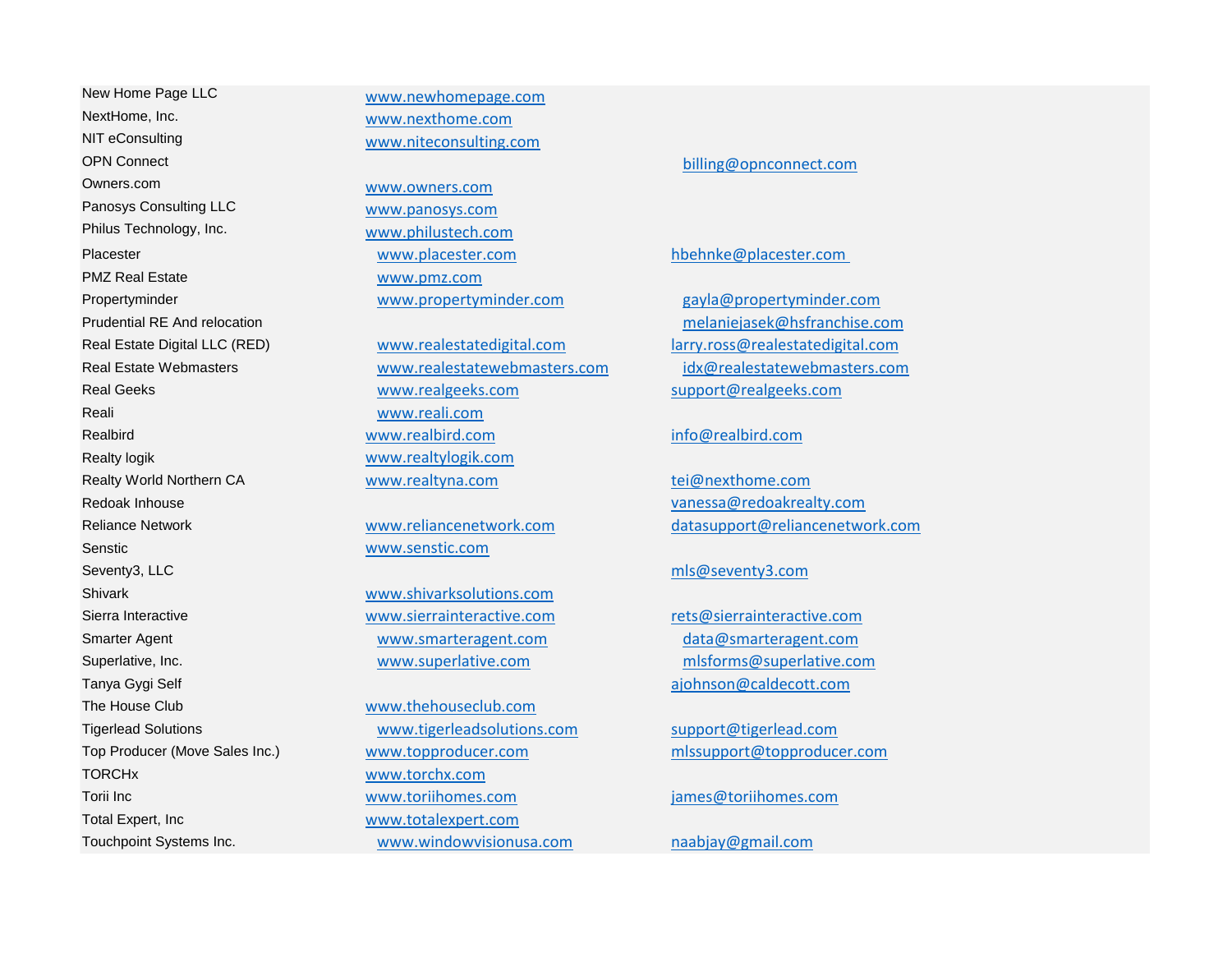| | | |
|---|---|---|
| New Home Page LLC | www.newhomepage.com | |
| NextHome, Inc. | www.nexthome.com | |
| NIT eConsulting | www.niteconsulting.com | |
| OPN Connect | | billing@opnconnect.com |
| Owners.com | www.owners.com | |
| Panosys Consulting LLC | www.panosys.com | |
| Philus Technology, Inc. | www.philustech.com | |
| Placester | www.placester.com | hbehnke@placester.com |
| PMZ Real Estate | www.pmz.com | |
| Propertyminder | www.propertyminder.com | gayla@propertyminder.com |
| Prudential RE And relocation | | melaniejasek@hsfranchise.com |
| Real Estate Digital LLC (RED) | www.realestatedigital.com | larry.ross@realestatedigital.com |
| Real Estate Webmasters | www.realestatewebmasters.com | idx@realestatewebmasters.com |
| Real Geeks | www.realgeeks.com | support@realgeeks.com |
| Reali | www.reali.com | |
| Realbird | www.realbird.com | info@realbird.com |
| Realty logik | www.realtylogik.com | |
| Realty World Northern CA | www.realtyna.com | tei@nexthome.com |
| Redoak Inhouse | | vanessa@redoakrealty.com |
| Reliance Network | www.reliancenetwork.com | datasupport@reliancenetwork.com |
| Senstic | www.senstic.com | |
| Seventy3, LLC | | mls@seventy3.com |
| Shivark | www.shivarksolutions.com | |
| Sierra Interactive | www.sierrainteractive.com | rets@sierrainteractive.com |
| Smarter Agent | www.smarteragent.com | data@smarteragent.com |
| Superlative, Inc. | www.superlative.com | mlsforms@superlative.com |
| Tanya Gygi Self | | ajohnson@caldecott.com |
| The House Club | www.thehouseclub.com | |
| Tigerlead Solutions | www.tigerleadsolutions.com | support@tigerlead.com |
| Top Producer (Move Sales Inc.) | www.topproducer.com | mlssupport@topproducer.com |
| TORCHx | www.torchx.com | |
| Torii Inc | www.toriihomes.com | james@toriihomes.com |
| Total Expert, Inc | www.totalexpert.com | |
| Touchpoint Systems Inc. | www.windowvisionusa.com | naabjay@gmail.com |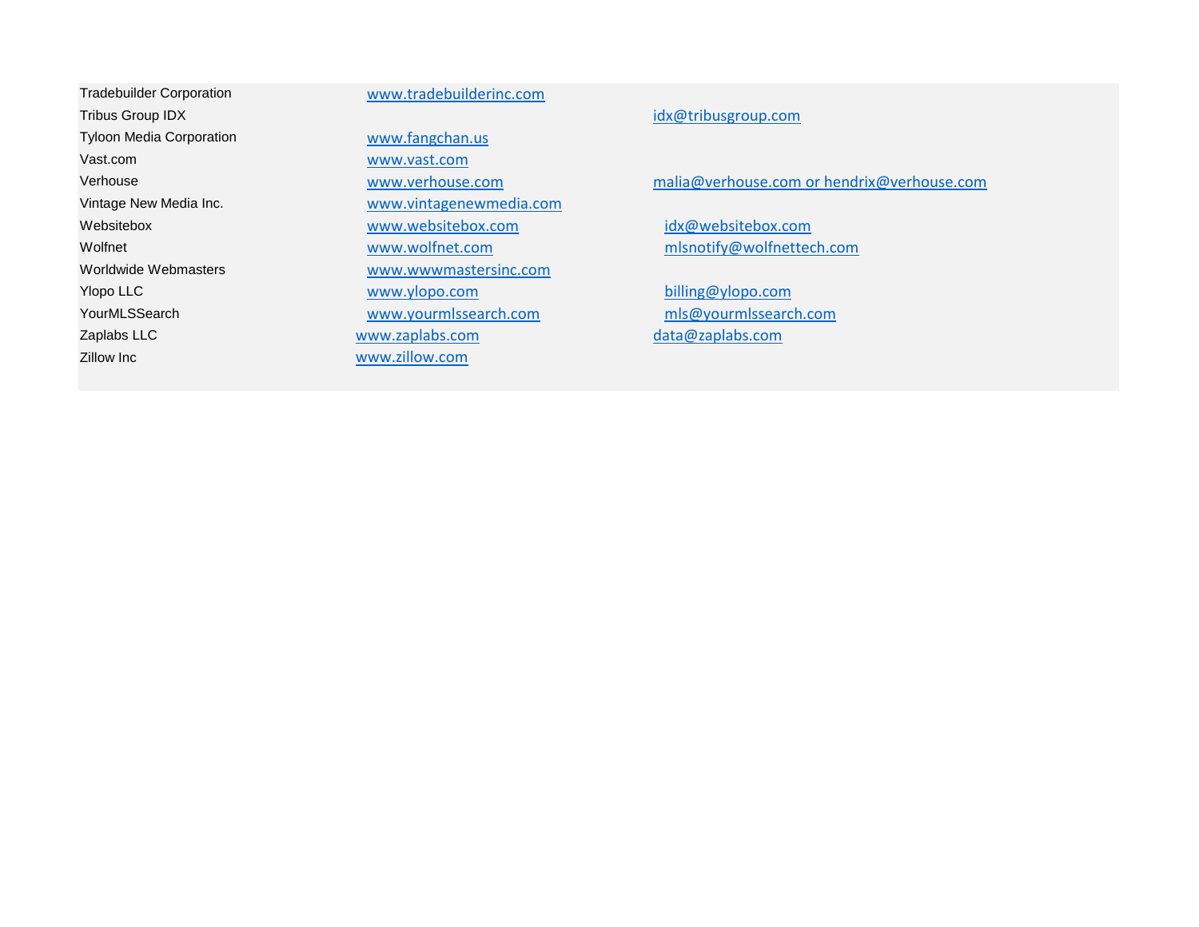| | | |
|---|---|---|
| Tradebuilder Corporation | www.tradebuilderinc.com | |
| Tribus Group IDX | | idx@tribusgroup.com |
| Tyloon Media Corporation | www.fangchan.us | |
| Vast.com | www.vast.com | |
| Verhouse | www.verhouse.com | malia@verhouse.com or hendrix@verhouse.com |
| Vintage New Media Inc. | www.vintagenewmedia.com | |
| Websitebox | www.websitebox.com | idx@websitebox.com |
| Wolfnet | www.wolfnet.com | mlsnotify@wolfnettech.com |
| Worldwide Webmasters | www.wwwmastersinc.com | |
| Ylopo LLC | www.ylopo.com | billing@ylopo.com |
| YourMLSSearch | www.yourmlssearch.com | mls@yourmlssearch.com |
| Zaplabs LLC | www.zaplabs.com | data@zaplabs.com |
| Zillow Inc | www.zillow.com | |